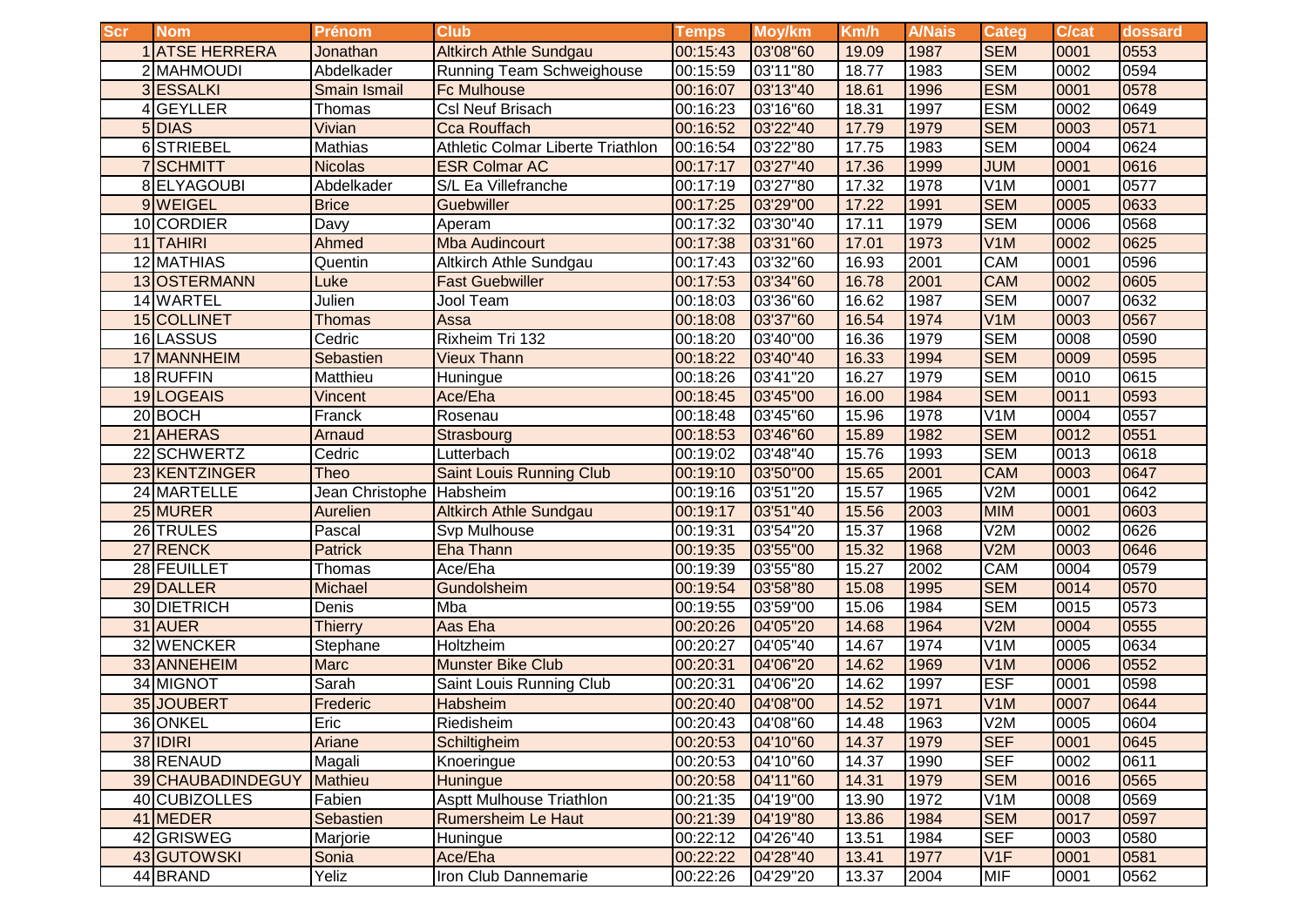| Scr | Nom | Prénom | Club | Temps | Moy/km | Km/h | A/Nais | Categ | C/cat | dossard |
|---|---|---|---|---|---|---|---|---|---|---|
| 1 | ATSE HERRERA | Jonathan | Altkirch Athle Sundgau | 00:15:43 | 03'08"60 | 19.09 | 1987 | SEM | 0001 | 0553 |
| 2 | MAHMOUDI | Abdelkader | Running Team Schweighouse | 00:15:59 | 03'11"80 | 18.77 | 1983 | SEM | 0002 | 0594 |
| 3 | ESSALKI | Smain Ismail | Fc Mulhouse | 00:16:07 | 03'13"40 | 18.61 | 1996 | ESM | 0001 | 0578 |
| 4 | GEYLLER | Thomas | Csl Neuf Brisach | 00:16:23 | 03'16"60 | 18.31 | 1997 | ESM | 0002 | 0649 |
| 5 | DIAS | Vivian | Cca Rouffach | 00:16:52 | 03'22"40 | 17.79 | 1979 | SEM | 0003 | 0571 |
| 6 | STRIEBEL | Mathias | Athletic Colmar Liberte Triathlon | 00:16:54 | 03'22"80 | 17.75 | 1983 | SEM | 0004 | 0624 |
| 7 | SCHMITT | Nicolas | ESR Colmar AC | 00:17:17 | 03'27"40 | 17.36 | 1999 | JUM | 0001 | 0616 |
| 8 | ELYAGOUBI | Abdelkader | S/L Ea Villefranche | 00:17:19 | 03'27"80 | 17.32 | 1978 | V1M | 0001 | 0577 |
| 9 | WEIGEL | Brice | Guebwiller | 00:17:25 | 03'29"00 | 17.22 | 1991 | SEM | 0005 | 0633 |
| 10 | CORDIER | Davy | Aperam | 00:17:32 | 03'30"40 | 17.11 | 1979 | SEM | 0006 | 0568 |
| 11 | TAHIRI | Ahmed | Mba Audincourt | 00:17:38 | 03'31"60 | 17.01 | 1973 | V1M | 0002 | 0625 |
| 12 | MATHIAS | Quentin | Altkirch Athle Sundgau | 00:17:43 | 03'32"60 | 16.93 | 2001 | CAM | 0001 | 0596 |
| 13 | OSTERMANN | Luke | Fast Guebwiller | 00:17:53 | 03'34"60 | 16.78 | 2001 | CAM | 0002 | 0605 |
| 14 | WARTEL | Julien | Jool Team | 00:18:03 | 03'36"60 | 16.62 | 1987 | SEM | 0007 | 0632 |
| 15 | COLLINET | Thomas | Assa | 00:18:08 | 03'37"60 | 16.54 | 1974 | V1M | 0003 | 0567 |
| 16 | LASSUS | Cedric | Rixheim Tri 132 | 00:18:20 | 03'40"00 | 16.36 | 1979 | SEM | 0008 | 0590 |
| 17 | MANNHEIM | Sebastien | Vieux Thann | 00:18:22 | 03'40"40 | 16.33 | 1994 | SEM | 0009 | 0595 |
| 18 | RUFFIN | Matthieu | Huningue | 00:18:26 | 03'41"20 | 16.27 | 1979 | SEM | 0010 | 0615 |
| 19 | LOGEAIS | Vincent | Ace/Eha | 00:18:45 | 03'45"00 | 16.00 | 1984 | SEM | 0011 | 0593 |
| 20 | BOCH | Franck | Rosenau | 00:18:48 | 03'45"60 | 15.96 | 1978 | V1M | 0004 | 0557 |
| 21 | AHERAS | Arnaud | Strasbourg | 00:18:53 | 03'46"60 | 15.89 | 1982 | SEM | 0012 | 0551 |
| 22 | SCHWERTZ | Cedric | Lutterbach | 00:19:02 | 03'48"40 | 15.76 | 1993 | SEM | 0013 | 0618 |
| 23 | KENTZINGER | Theo | Saint Louis Running Club | 00:19:10 | 03'50"00 | 15.65 | 2001 | CAM | 0003 | 0647 |
| 24 | MARTELLE | Jean Christophe | Habsheim | 00:19:16 | 03'51"20 | 15.57 | 1965 | V2M | 0001 | 0642 |
| 25 | MURER | Aurelien | Altkirch Athle Sundgau | 00:19:17 | 03'51"40 | 15.56 | 2003 | MIM | 0001 | 0603 |
| 26 | TRULES | Pascal | Svp Mulhouse | 00:19:31 | 03'54"20 | 15.37 | 1968 | V2M | 0002 | 0626 |
| 27 | RENCK | Patrick | Eha Thann | 00:19:35 | 03'55"00 | 15.32 | 1968 | V2M | 0003 | 0646 |
| 28 | FEUILLET | Thomas | Ace/Eha | 00:19:39 | 03'55"80 | 15.27 | 2002 | CAM | 0004 | 0579 |
| 29 | DALLER | Michael | Gundolsheim | 00:19:54 | 03'58"80 | 15.08 | 1995 | SEM | 0014 | 0570 |
| 30 | DIETRICH | Denis | Mba | 00:19:55 | 03'59"00 | 15.06 | 1984 | SEM | 0015 | 0573 |
| 31 | AUER | Thierry | Aas Eha | 00:20:26 | 04'05"20 | 14.68 | 1964 | V2M | 0004 | 0555 |
| 32 | WENCKER | Stephane | Holtzheim | 00:20:27 | 04'05"40 | 14.67 | 1974 | V1M | 0005 | 0634 |
| 33 | ANNEHEIM | Marc | Munster Bike Club | 00:20:31 | 04'06"20 | 14.62 | 1969 | V1M | 0006 | 0552 |
| 34 | MIGNOT | Sarah | Saint Louis Running Club | 00:20:31 | 04'06"20 | 14.62 | 1997 | ESF | 0001 | 0598 |
| 35 | JOUBERT | Frederic | Habsheim | 00:20:40 | 04'08"00 | 14.52 | 1971 | V1M | 0007 | 0644 |
| 36 | ONKEL | Eric | Riedisheim | 00:20:43 | 04'08"60 | 14.48 | 1963 | V2M | 0005 | 0604 |
| 37 | IDIRI | Ariane | Schiltigheim | 00:20:53 | 04'10"60 | 14.37 | 1979 | SEF | 0001 | 0645 |
| 38 | RENAUD | Magali | Knoeringue | 00:20:53 | 04'10"60 | 14.37 | 1990 | SEF | 0002 | 0611 |
| 39 | CHAUBADINDEGUY | Mathieu | Huningue | 00:20:58 | 04'11"60 | 14.31 | 1979 | SEM | 0016 | 0565 |
| 40 | CUBIZOLLES | Fabien | Asptt Mulhouse Triathlon | 00:21:35 | 04'19"00 | 13.90 | 1972 | V1M | 0008 | 0569 |
| 41 | MEDER | Sebastien | Rumersheim Le Haut | 00:21:39 | 04'19"80 | 13.86 | 1984 | SEM | 0017 | 0597 |
| 42 | GRISWEG | Marjorie | Huningue | 00:22:12 | 04'26"40 | 13.51 | 1984 | SEF | 0003 | 0580 |
| 43 | GUTOWSKI | Sonia | Ace/Eha | 00:22:22 | 04'28"40 | 13.41 | 1977 | V1F | 0001 | 0581 |
| 44 | BRAND | Yeliz | Iron Club Dannemarie | 00:22:26 | 04'29"20 | 13.37 | 2004 | MIF | 0001 | 0562 |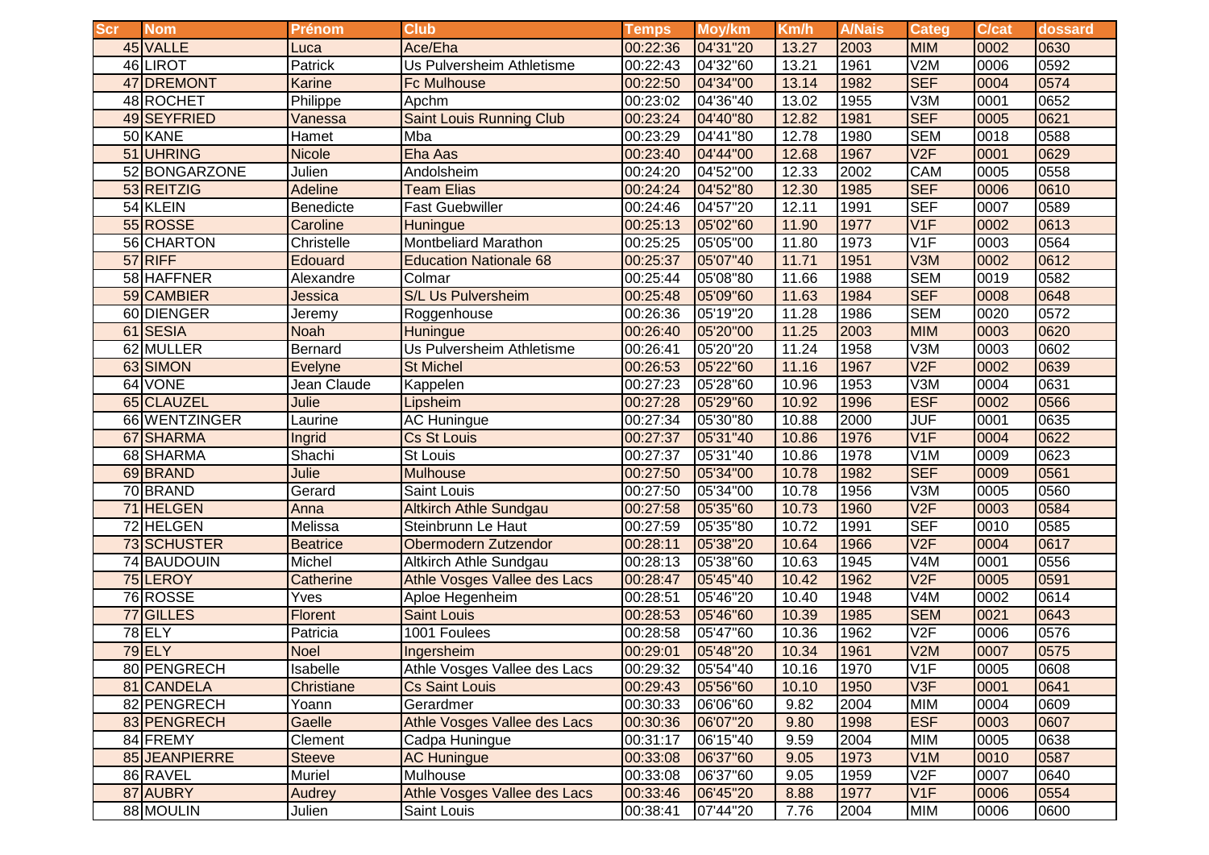| Scr | Nom | Prénom | Club | Temps | Moy/km | Km/h | A/Nais | Categ | C/cat | dossard |
|---|---|---|---|---|---|---|---|---|---|---|
| 45 | VALLE | Luca | Ace/Eha | 00:22:36 | 04'31"20 | 13.27 | 2003 | MIM | 0002 | 0630 |
| 46 | LIROT | Patrick | Us Pulversheim Athletisme | 00:22:43 | 04'32"60 | 13.21 | 1961 | V2M | 0006 | 0592 |
| 47 | DREMONT | Karine | Fc Mulhouse | 00:22:50 | 04'34"00 | 13.14 | 1982 | SEF | 0004 | 0574 |
| 48 | ROCHET | Philippe | Apchm | 00:23:02 | 04'36"40 | 13.02 | 1955 | V3M | 0001 | 0652 |
| 49 | SEYFRIED | Vanessa | Saint Louis Running Club | 00:23:24 | 04'40"80 | 12.82 | 1981 | SEF | 0005 | 0621 |
| 50 | KANE | Hamet | Mba | 00:23:29 | 04'41"80 | 12.78 | 1980 | SEM | 0018 | 0588 |
| 51 | UHRING | Nicole | Eha Aas | 00:23:40 | 04'44"00 | 12.68 | 1967 | V2F | 0001 | 0629 |
| 52 | BONGARZONE | Julien | Andolsheim | 00:24:20 | 04'52"00 | 12.33 | 2002 | CAM | 0005 | 0558 |
| 53 | REITZIG | Adeline | Team Elias | 00:24:24 | 04'52"80 | 12.30 | 1985 | SEF | 0006 | 0610 |
| 54 | KLEIN | Benedicte | Fast Guebwiller | 00:24:46 | 04'57"20 | 12.11 | 1991 | SEF | 0007 | 0589 |
| 55 | ROSSE | Caroline | Huningue | 00:25:13 | 05'02"60 | 11.90 | 1977 | V1F | 0002 | 0613 |
| 56 | CHARTON | Christelle | Montbeliard Marathon | 00:25:25 | 05'05"00 | 11.80 | 1973 | V1F | 0003 | 0564 |
| 57 | RIFF | Edouard | Education Nationale 68 | 00:25:37 | 05'07"40 | 11.71 | 1951 | V3M | 0002 | 0612 |
| 58 | HAFFNER | Alexandre | Colmar | 00:25:44 | 05'08"80 | 11.66 | 1988 | SEM | 0019 | 0582 |
| 59 | CAMBIER | Jessica | S/L Us Pulversheim | 00:25:48 | 05'09"60 | 11.63 | 1984 | SEF | 0008 | 0648 |
| 60 | DIENGER | Jeremy | Roggenhouse | 00:26:36 | 05'19"20 | 11.28 | 1986 | SEM | 0020 | 0572 |
| 61 | SESIA | Noah | Huningue | 00:26:40 | 05'20"00 | 11.25 | 2003 | MIM | 0003 | 0620 |
| 62 | MULLER | Bernard | Us Pulversheim Athletisme | 00:26:41 | 05'20"20 | 11.24 | 1958 | V3M | 0003 | 0602 |
| 63 | SIMON | Evelyne | St Michel | 00:26:53 | 05'22"60 | 11.16 | 1967 | V2F | 0002 | 0639 |
| 64 | VONE | Jean Claude | Kappelen | 00:27:23 | 05'28"60 | 10.96 | 1953 | V3M | 0004 | 0631 |
| 65 | CLAUZEL | Julie | Lipsheim | 00:27:28 | 05'29"60 | 10.92 | 1996 | ESF | 0002 | 0566 |
| 66 | WENTZINGER | Laurine | AC Huningue | 00:27:34 | 05'30"80 | 10.88 | 2000 | JUF | 0001 | 0635 |
| 67 | SHARMA | Ingrid | Cs St Louis | 00:27:37 | 05'31"40 | 10.86 | 1976 | V1F | 0004 | 0622 |
| 68 | SHARMA | Shachi | St Louis | 00:27:37 | 05'31"40 | 10.86 | 1978 | V1M | 0009 | 0623 |
| 69 | BRAND | Julie | Mulhouse | 00:27:50 | 05'34"00 | 10.78 | 1982 | SEF | 0009 | 0561 |
| 70 | BRAND | Gerard | Saint Louis | 00:27:50 | 05'34"00 | 10.78 | 1956 | V3M | 0005 | 0560 |
| 71 | HELGEN | Anna | Altkirch Athle Sundgau | 00:27:58 | 05'35"60 | 10.73 | 1960 | V2F | 0003 | 0584 |
| 72 | HELGEN | Melissa | Steinbrunn Le Haut | 00:27:59 | 05'35"80 | 10.72 | 1991 | SEF | 0010 | 0585 |
| 73 | SCHUSTER | Beatrice | Obermodern Zutzendor | 00:28:11 | 05'38"20 | 10.64 | 1966 | V2F | 0004 | 0617 |
| 74 | BAUDOUIN | Michel | Altkirch Athle Sundgau | 00:28:13 | 05'38"60 | 10.63 | 1945 | V4M | 0001 | 0556 |
| 75 | LEROY | Catherine | Athle Vosges Vallee des Lacs | 00:28:47 | 05'45"40 | 10.42 | 1962 | V2F | 0005 | 0591 |
| 76 | ROSSE | Yves | Aploe Hegenheim | 00:28:51 | 05'46"20 | 10.40 | 1948 | V4M | 0002 | 0614 |
| 77 | GILLES | Florent | Saint Louis | 00:28:53 | 05'46"60 | 10.39 | 1985 | SEM | 0021 | 0643 |
| 78 | ELY | Patricia | 1001 Foulees | 00:28:58 | 05'47"60 | 10.36 | 1962 | V2F | 0006 | 0576 |
| 79 | ELY | Noel | Ingersheim | 00:29:01 | 05'48"20 | 10.34 | 1961 | V2M | 0007 | 0575 |
| 80 | PENGRECH | Isabelle | Athle Vosges Vallee des Lacs | 00:29:32 | 05'54"40 | 10.16 | 1970 | V1F | 0005 | 0608 |
| 81 | CANDELA | Christiane | Cs Saint Louis | 00:29:43 | 05'56"60 | 10.10 | 1950 | V3F | 0001 | 0641 |
| 82 | PENGRECH | Yoann | Gerardmer | 00:30:33 | 06'06"60 | 9.82 | 2004 | MIM | 0004 | 0609 |
| 83 | PENGRECH | Gaelle | Athle Vosges Vallee des Lacs | 00:30:36 | 06'07"20 | 9.80 | 1998 | ESF | 0003 | 0607 |
| 84 | FREMY | Clement | Cadpa Huningue | 00:31:17 | 06'15"40 | 9.59 | 2004 | MIM | 0005 | 0638 |
| 85 | JEANPIERRE | Steeve | AC Huningue | 00:33:08 | 06'37"60 | 9.05 | 1973 | V1M | 0010 | 0587 |
| 86 | RAVEL | Muriel | Mulhouse | 00:33:08 | 06'37"60 | 9.05 | 1959 | V2F | 0007 | 0640 |
| 87 | AUBRY | Audrey | Athle Vosges Vallee des Lacs | 00:33:46 | 06'45"20 | 8.88 | 1977 | V1F | 0006 | 0554 |
| 88 | MOULIN | Julien | Saint Louis | 00:38:41 | 07'44"20 | 7.76 | 2004 | MIM | 0006 | 0600 |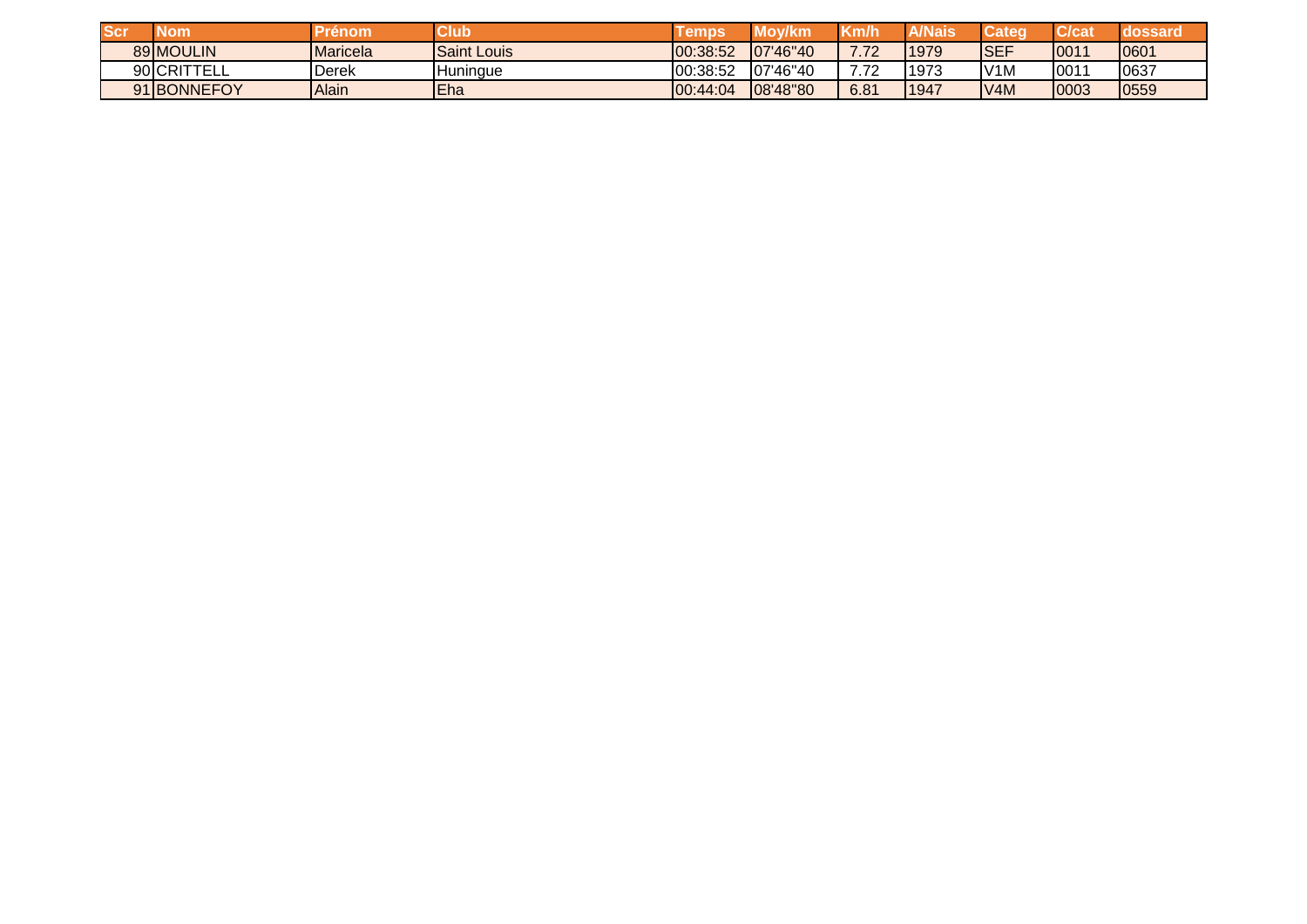| Scr | Nom | Prénom | Club | Temps | Moy/km | Km/h | A/Nais | Categ | C/cat | dossard |
|---|---|---|---|---|---|---|---|---|---|---|
| 89 | MOULIN | Maricela | Saint Louis | 00:38:52 | 07'46"40 | 7.72 | 1979 | SEF | 0011 | 0601 |
| 90 | CRITTELL | Derek | Huningue | 00:38:52 | 07'46"40 | 7.72 | 1973 | V1M | 0011 | 0637 |
| 91 | BONNEFOY | Alain | Eha | 00:44:04 | 08'48"80 | 6.81 | 1947 | V4M | 0003 | 0559 |